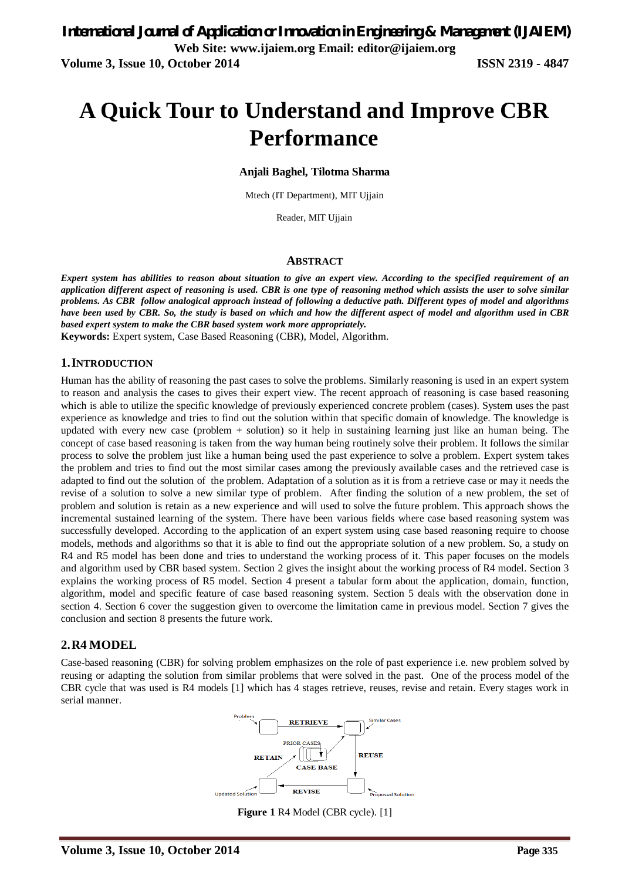# A Quick Tour to Understand and Improve CBR Performance

**Anjali Baghel, Tilotma Sharma**

Mtech (IT Department), MIT Ujjain

Reader, MIT Ujjain

## ABSTRACT

***Expert system has abilities to reason about situation to give an expert view. According to the specified requirement of an application different aspect of reasoning is used. CBR is one type of reasoning method which assists the user to solve similar problems. As CBR follow analogical approach instead of following a deductive path. Different types of model and algorithms have been used by CBR. So, the study is based on which and how the different aspect of model and algorithm used in CBR based expert system to make the CBR based system work more appropriately.***

**Keywords:** Expert system, Case Based Reasoning (CBR), Model, Algorithm.

## 1. INTRODUCTION

Human has the ability of reasoning the past cases to solve the problems. Similarly reasoning is used in an expert system to reason and analysis the cases to gives their expert view. The recent approach of reasoning is case based reasoning which is able to utilize the specific knowledge of previously experienced concrete problem (cases). System uses the past experience as knowledge and tries to find out the solution within that specific domain of knowledge. The knowledge is updated with every new case (problem + solution) so it help in sustaining learning just like an human being. The concept of case based reasoning is taken from the way human being routinely solve their problem. It follows the similar process to solve the problem just like a human being used the past experience to solve a problem. Expert system takes the problem and tries to find out the most similar cases among the previously available cases and the retrieved case is adapted to find out the solution of the problem. Adaptation of a solution as it is from a retrieve case or may it needs the revise of a solution to solve a new similar type of problem. After finding the solution of a new problem, the set of problem and solution is retain as a new experience and will used to solve the future problem. This approach shows the incremental sustained learning of the system. There have been various fields where case based reasoning system was successfully developed. According to the application of an expert system using case based reasoning require to choose models, methods and algorithms so that it is able to find out the appropriate solution of a new problem. So, a study on R4 and R5 model has been done and tries to understand the working process of it. This paper focuses on the models and algorithm used by CBR based system. Section 2 gives the insight about the working process of R4 model. Section 3 explains the working process of R5 model. Section 4 present a tabular form about the application, domain, function, algorithm, model and specific feature of case based reasoning system. Section 5 deals with the observation done in section 4. Section 6 cover the suggestion given to overcome the limitation came in previous model. Section 7 gives the conclusion and section 8 presents the future work.

## 2. R4 MODEL

Case-based reasoning (CBR) for solving problem emphasizes on the role of past experience i.e. new problem solved by reusing or adapting the solution from similar problems that were solved in the past. One of the process model of the CBR cycle that was used is R4 models [1] which has 4 stages retrieve, reuses, revise and retain. Every stages work in serial manner.

**Figure 1** R4 Model (CBR cycle). [1]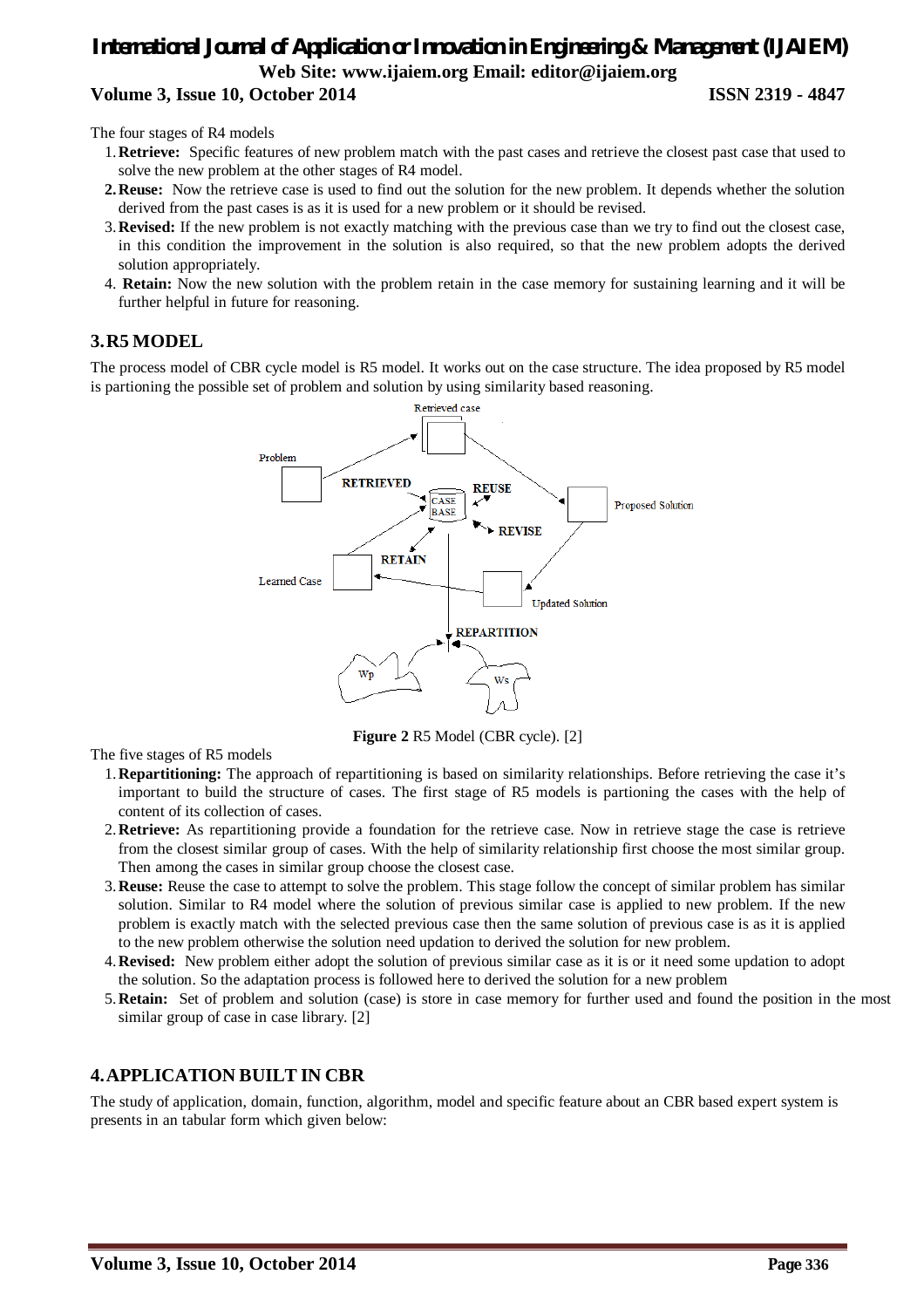The four stages of R4 models

1. **Retrieve:** Specific features of new problem match with the past cases and retrieve the closest past case that used to solve the new problem at the other stages of R4 model.
2. **Reuse:** Now the retrieve case is used to find out the solution for the new problem. It depends whether the solution derived from the past cases is as it is used for a new problem or it should be revised.
3. **Revised:** If the new problem is not exactly matching with the previous case than we try to find out the closest case, in this condition the improvement in the solution is also required, so that the new problem adopts the derived solution appropriately.
4. **Retain:** Now the new solution with the problem retain in the case memory for sustaining learning and it will be further helpful in future for reasoning.

## 3. R5 MODEL

The process model of CBR cycle model is R5 model. It works out on the case structure. The idea proposed by R5 model is partioning the possible set of problem and solution by using similarity based reasoning.

**Figure 2** R5 Model (CBR cycle). [2]

The five stages of R5 models

1. **Repartitioning:** The approach of repartitioning is based on similarity relationships. Before retrieving the case it's important to build the structure of cases. The first stage of R5 models is partioning the cases with the help of content of its collection of cases.
2. **Retrieve:** As repartitioning provide a foundation for the retrieve case. Now in retrieve stage the case is retrieve from the closest similar group of cases. With the help of similarity relationship first choose the most similar group. Then among the cases in similar group choose the closest case.
3. **Reuse:** Reuse the case to attempt to solve the problem. This stage follow the concept of similar problem has similar solution. Similar to R4 model where the solution of previous similar case is applied to new problem. If the new problem is exactly match with the selected previous case then the same solution of previous case is as it is applied to the new problem otherwise the solution need updation to derived the solution for new problem.
4. **Revised:** New problem either adopt the solution of previous similar case as it is or it need some updation to adopt the solution. So the adaptation process is followed here to derived the solution for a new problem
5. **Retain:** Set of problem and solution (case) is store in case memory for further used and found the position in the most similar group of case in case library. [2]

## 4. APPLICATION BUILT IN CBR

The study of application, domain, function, algorithm, model and specific feature about an CBR based expert system is presents in an tabular form which given below: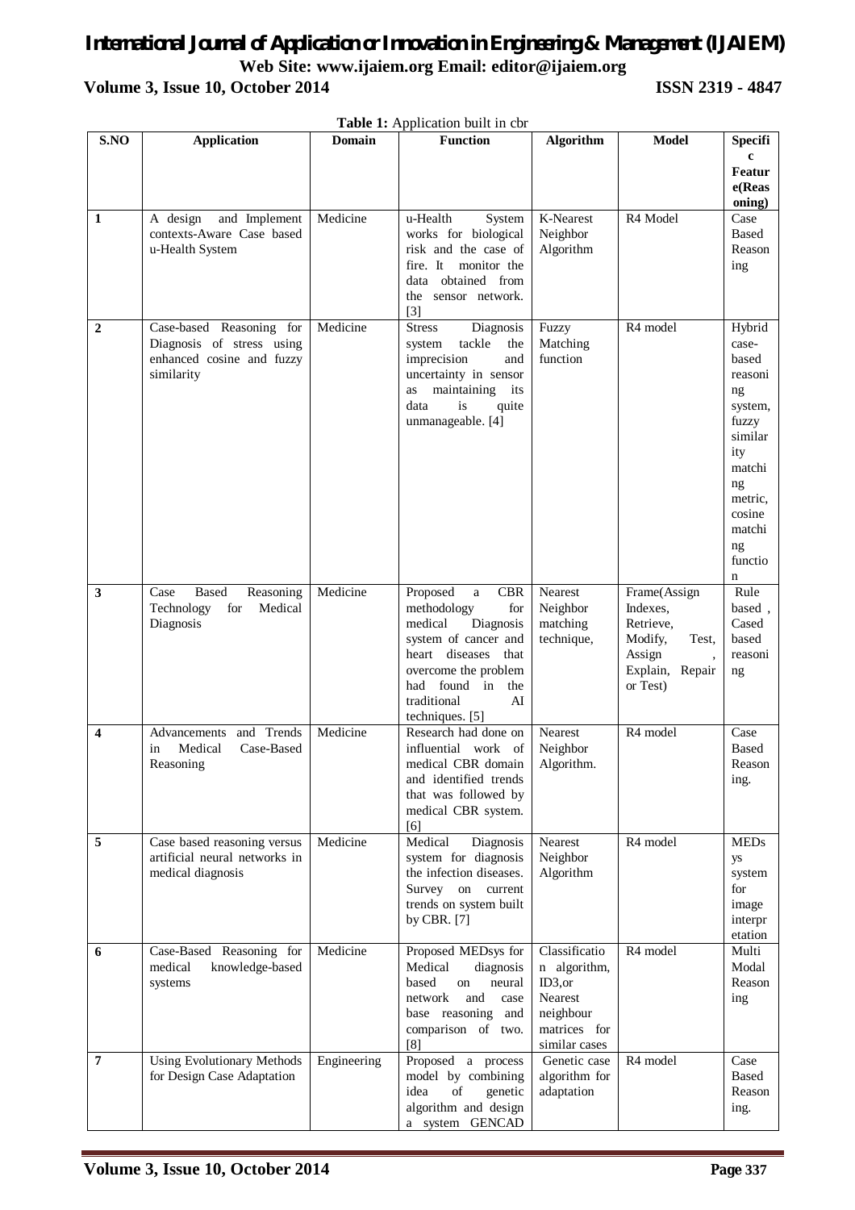**Table 1:** Application built in cbr

| S.NO | Application | Domain | Function | Algorithm | Model | Specific Feature(Reasoning) |
|---|---|---|---|---|---|---|
| 1 | A design and Implement contexts-Aware Case based u-Health System | Medicine | u-Health System works for biological risk and the case of fire. It monitor the data obtained from the sensor network. [3] | K-Nearest Neighbor Algorithm | R4 Model | Case Based Reasoning |
| 2 | Case-based Reasoning for Diagnosis of stress using enhanced cosine and fuzzy similarity | Medicine | Stress Diagnosis system tackle the imprecision and uncertainty in sensor as maintaining its data is quite unmanageable. [4] | Fuzzy Matching function | R4 model | Hybrid case-based reasoning system, fuzzy similarity matching metric, cosine matching function |
| 3 | Case Based Reasoning Technology for Medical Diagnosis | Medicine | Proposed a CBR methodology for medical Diagnosis system of cancer and heart diseases that overcome the problem had found in the traditional AI techniques. [5] | Nearest Neighbor matching technique, | Frame(Assign Indexes, Retrieve, Modify, Test, Assign , Explain, Repair or Test) | Rule based , Cased based reasoning |
| 4 | Advancements and Trends in Medical Case-Based Reasoning | Medicine | Research had done on influential work of medical CBR domain and identified trends that was followed by medical CBR system. [6] | Nearest Neighbor Algorithm. | R4 model | Case Based Reasoning. |
| 5 | Case based reasoning versus artificial neural networks in medical diagnosis | Medicine | Medical Diagnosis system for diagnosis the infection diseases. Survey on current trends on system built by CBR. [7] | Nearest Neighbor Algorithm | R4 model | MEDsys system for image interpretation |
| 6 | Case-Based Reasoning for medical knowledge-based systems | Medicine | Proposed MEDsys for Medical diagnosis based on neural network and case base reasoning and comparison of two. [8] | Classification algorithm, ID3,or Nearest neighbour matrices for similar cases | R4 model | Multi Modal Reasoning |
| 7 | Using Evolutionary Methods for Design Case Adaptation | Engineering | Proposed a process model by combining idea of genetic algorithm and design a system GENCAD | Genetic case algorithm for adaptation | R4 model | Case Based Reasoning. |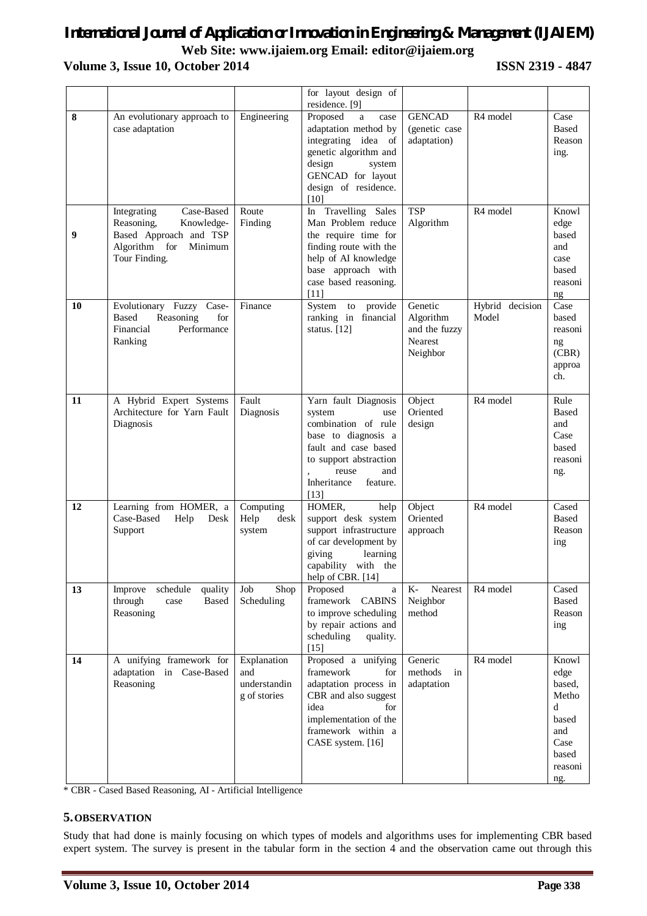|  |  |  | for layout design of residence. [9] |  |  |  |
|---|---|---|---|---|---|---|
| **8** | An evolutionary approach to case adaptation | Engineering | Proposed a case adaptation method by integrating idea of genetic algorithm and design system GENCAD for layout design of residence. [10] | GENCAD (genetic case adaptation) | R4 model | Case Based Reasoning. |
| **9** | Integrating Case-Based Reasoning, Knowledge-Based Approach and TSP Algorithm for Minimum Tour Finding. | Route Finding | In Travelling Sales Man Problem reduce the require time for finding route with the help of AI knowledge base approach with case based reasoning. [11] | TSP Algorithm | R4 model | Knowledge based and case based reasoning |
| **10** | Evolutionary Fuzzy Case-Based Reasoning for Financial Performance Ranking | Finance | System to provide ranking in financial status. [12] | Genetic Algorithm and the fuzzy Nearest Neighbor | Hybrid decision Model | Case based reasoning (CBR) approach. |
| **11** | A Hybrid Expert Systems Architecture for Yarn Fault Diagnosis | Fault Diagnosis | Yarn fault Diagnosis system use combination of rule base to diagnosis a fault and case based to support abstraction , reuse and Inheritance feature. [13] | Object Oriented design | R4 model | Rule Based and Case based reasoning. |
| **12** | Learning from HOMER, a Case-Based Help Desk Support | Computing Help desk system | HOMER, help support desk system support infrastructure of car development by giving learning capability with the help of CBR. [14] | Object Oriented approach | R4 model | Cased Based Reasoning |
| **13** | Improve schedule quality through case Based Reasoning | Job Shop Scheduling | Proposed a framework CABINS to improve scheduling by repair actions and scheduling quality. [15] | K- Nearest Neighbor method | R4 model | Cased Based Reasoning |
| **14** | A unifying framework for adaptation in Case-Based Reasoning | Explanation and understanding of stories | Proposed a unifying framework for adaptation process in CBR and also suggest idea for implementation of the framework within a CASE system. [16] | Generic methods in adaptation | R4 model | Knowledge based, Method based and Case based reasoning. |

\* CBR - Cased Based Reasoning, AI - Artificial Intelligence

## 5. OBSERVATION

Study that had done is mainly focusing on which types of models and algorithms uses for implementing CBR based expert system. The survey is present in the tabular form in the section 4 and the observation came out through this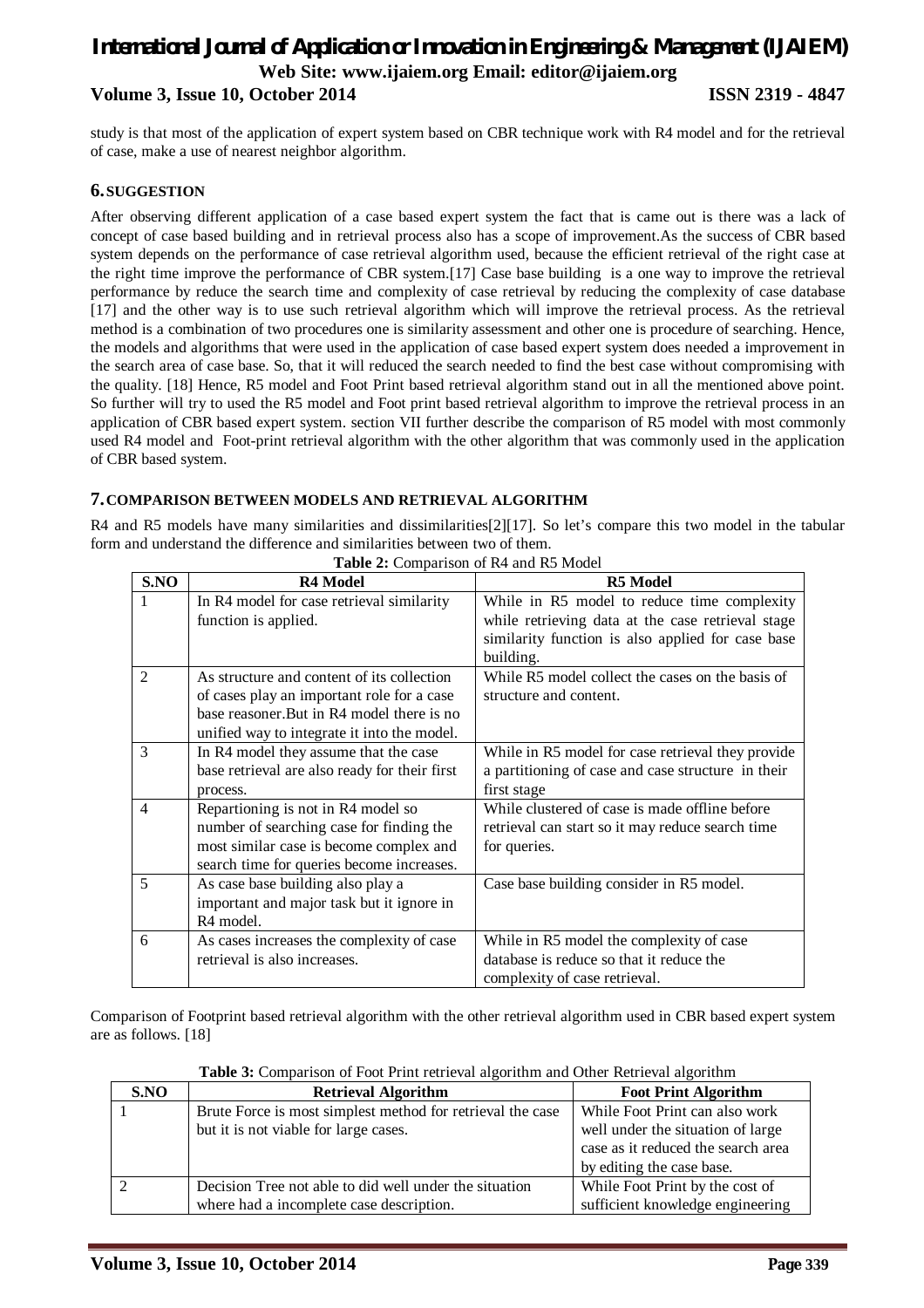study is that most of the application of expert system based on CBR technique work with R4 model and for the retrieval of case, make a use of nearest neighbor algorithm.

## 6. SUGGESTION

After observing different application of a case based expert system the fact that is came out is there was a lack of concept of case based building and in retrieval process also has a scope of improvement.As the success of CBR based system depends on the performance of case retrieval algorithm used, because the efficient retrieval of the right case at the right time improve the performance of CBR system.[17] Case base building is a one way to improve the retrieval performance by reduce the search time and complexity of case retrieval by reducing the complexity of case database [17] and the other way is to use such retrieval algorithm which will improve the retrieval process. As the retrieval method is a combination of two procedures one is similarity assessment and other one is procedure of searching. Hence, the models and algorithms that were used in the application of case based expert system does needed a improvement in the search area of case base. So, that it will reduced the search needed to find the best case without compromising with the quality. [18] Hence, R5 model and Foot Print based retrieval algorithm stand out in all the mentioned above point. So further will try to used the R5 model and Foot print based retrieval algorithm to improve the retrieval process in an application of CBR based expert system. section VII further describe the comparison of R5 model with most commonly used R4 model and Foot-print retrieval algorithm with the other algorithm that was commonly used in the application of CBR based system.

## 7. COMPARISON BETWEEN MODELS AND RETRIEVAL ALGORITHM

R4 and R5 models have many similarities and dissimilarities[2][17]. So let's compare this two model in the tabular form and understand the difference and similarities between two of them.

**Table 2:** Comparison of R4 and R5 Model

| S.NO | R4 Model | R5 Model |
|---|---|---|
| 1 | In R4 model for case retrieval similarity function is applied. | While in R5 model to reduce time complexity while retrieving data at the case retrieval stage similarity function is also applied for case base building. |
| 2 | As structure and content of its collection of cases play an important role for a case base reasoner.But in R4 model there is no unified way to integrate it into the model. | While R5 model collect the cases on the basis of structure and content. |
| 3 | In R4 model they assume that the case base retrieval are also ready for their first process. | While in R5 model for case retrieval they provide a partitioning of case and case structure in their first stage |
| 4 | Repartioning is not in R4 model so number of searching case for finding the most similar case is become complex and search time for queries become increases. | While clustered of case is made offline before retrieval can start so it may reduce search time for queries. |
| 5 | As case base building also play a important and major task but it ignore in R4 model. | Case base building consider in R5 model. |
| 6 | As cases increases the complexity of case retrieval is also increases. | While in R5 model the complexity of case database is reduce so that it reduce the complexity of case retrieval. |

Comparison of Footprint based retrieval algorithm with the other retrieval algorithm used in CBR based expert system are as follows. [18]

**Table 3:** Comparison of Foot Print retrieval algorithm and Other Retrieval algorithm

| S.NO | Retrieval Algorithm | Foot Print Algorithm |
|---|---|---|
| 1 | Brute Force is most simplest method for retrieval the case but it is not viable for large cases. | While Foot Print can also work well under the situation of large case as it reduced the search area by editing the case base. |
| 2 | Decision Tree not able to did well under the situation where had a incomplete case description. | While Foot Print by the cost of sufficient knowledge engineering |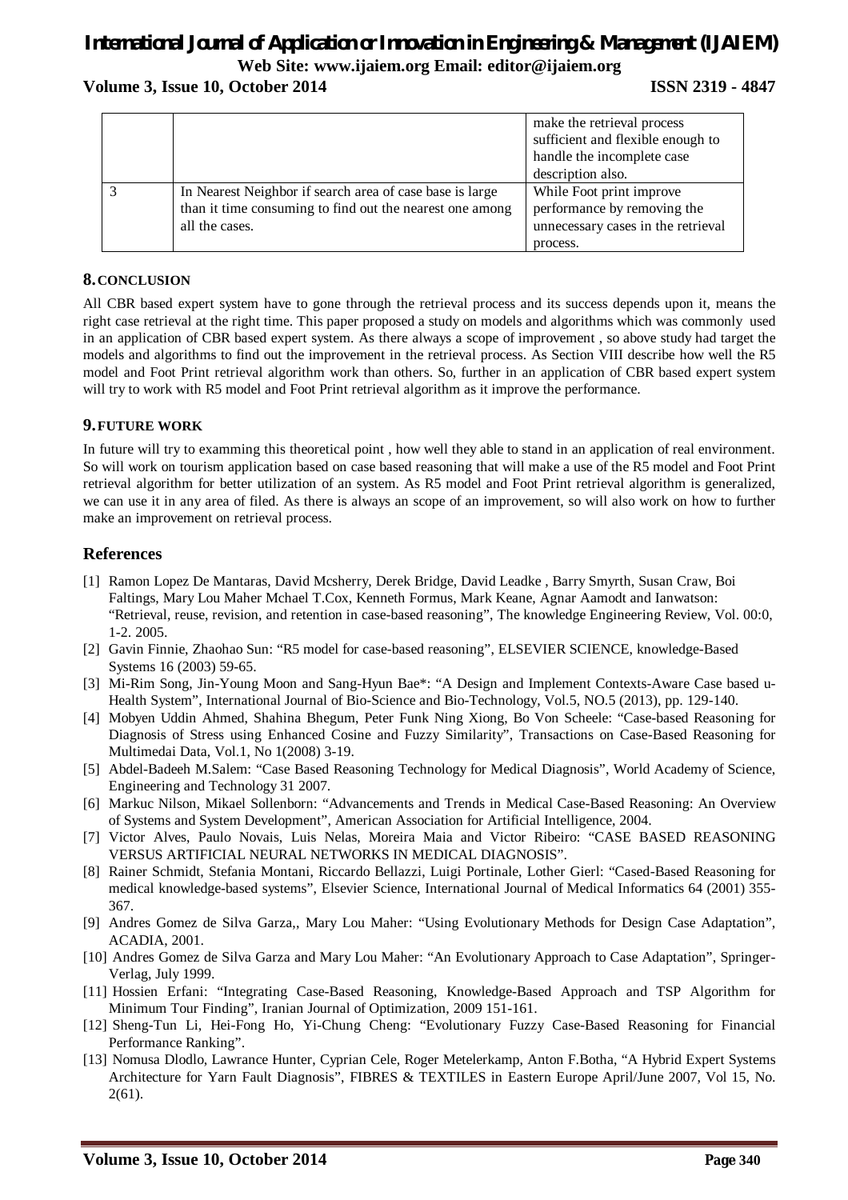| | | make the retrieval process sufficient and flexible enough to handle the incomplete case description also. |
|---|---|---|
| 3 | In Nearest Neighbor if search area of case base is large than it time consuming to find out the nearest one among all the cases. | While Foot print improve performance by removing the unnecessary cases in the retrieval process. |

## 8. CONCLUSION

All CBR based expert system have to gone through the retrieval process and its success depends upon it, means the right case retrieval at the right time. This paper proposed a study on models and algorithms which was commonly used in an application of CBR based expert system. As there always a scope of improvement , so above study had target the models and algorithms to find out the improvement in the retrieval process. As Section VIII describe how well the R5 model and Foot Print retrieval algorithm work than others. So, further in an application of CBR based expert system will try to work with R5 model and Foot Print retrieval algorithm as it improve the performance.

## 9. FUTURE WORK

In future will try to examming this theoretical point , how well they able to stand in an application of real environment. So will work on tourism application based on case based reasoning that will make a use of the R5 model and Foot Print retrieval algorithm for better utilization of an system. As R5 model and Foot Print retrieval algorithm is generalized, we can use it in any area of filed. As there is always an scope of an improvement, so will also work on how to further make an improvement on retrieval process.

## References

[1] Ramon Lopez De Mantaras, David Mcsherry, Derek Bridge, David Leadke , Barry Smyrth, Susan Craw, Boi Faltings, Mary Lou Maher Mchael T.Cox, Kenneth Formus, Mark Keane, Agnar Aamodt and Ianwatson: "Retrieval, reuse, revision, and retention in case-based reasoning", The knowledge Engineering Review, Vol. 00:0, 1-2. 2005.

[2] Gavin Finnie, Zhaohao Sun: "R5 model for case-based reasoning", ELSEVIER SCIENCE, knowledge-Based Systems 16 (2003) 59-65.

[3] Mi-Rim Song, Jin-Young Moon and Sang-Hyun Bae*: "A Design and Implement Contexts-Aware Case based u-Health System", International Journal of Bio-Science and Bio-Technology, Vol.5, NO.5 (2013), pp. 129-140.

[4] Mobyen Uddin Ahmed, Shahina Bhegum, Peter Funk Ning Xiong, Bo Von Scheele: "Case-based Reasoning for Diagnosis of Stress using Enhanced Cosine and Fuzzy Similarity", Transactions on Case-Based Reasoning for Multimedai Data, Vol.1, No 1(2008) 3-19.

[5] Abdel-Badeeh M.Salem: "Case Based Reasoning Technology for Medical Diagnosis", World Academy of Science, Engineering and Technology 31 2007.

[6] Markuc Nilson, Mikael Sollenborn: "Advancements and Trends in Medical Case-Based Reasoning: An Overview of Systems and System Development", American Association for Artificial Intelligence, 2004.

[7] Victor Alves, Paulo Novais, Luis Nelas, Moreira Maia and Victor Ribeiro: "CASE BASED REASONING VERSUS ARTIFICIAL NEURAL NETWORKS IN MEDICAL DIAGNOSIS".

[8] Rainer Schmidt, Stefania Montani, Riccardo Bellazzi, Luigi Portinale, Lother Gierl: "Cased-Based Reasoning for medical knowledge-based systems", Elsevier Science, International Journal of Medical Informatics 64 (2001) 355-367.

[9] Andres Gomez de Silva Garza,, Mary Lou Maher: "Using Evolutionary Methods for Design Case Adaptation", ACADIA, 2001.

[10] Andres Gomez de Silva Garza and Mary Lou Maher: "An Evolutionary Approach to Case Adaptation", Springer-Verlag, July 1999.

[11] Hossien Erfani: "Integrating Case-Based Reasoning, Knowledge-Based Approach and TSP Algorithm for Minimum Tour Finding", Iranian Journal of Optimization, 2009 151-161.

[12] Sheng-Tun Li, Hei-Fong Ho, Yi-Chung Cheng: "Evolutionary Fuzzy Case-Based Reasoning for Financial Performance Ranking".

[13] Nomusa Dlodlo, Lawrance Hunter, Cyprian Cele, Roger Metelerkamp, Anton F.Botha, "A Hybrid Expert Systems Architecture for Yarn Fault Diagnosis", FIBRES & TEXTILES in Eastern Europe April/June 2007, Vol 15, No. 2(61).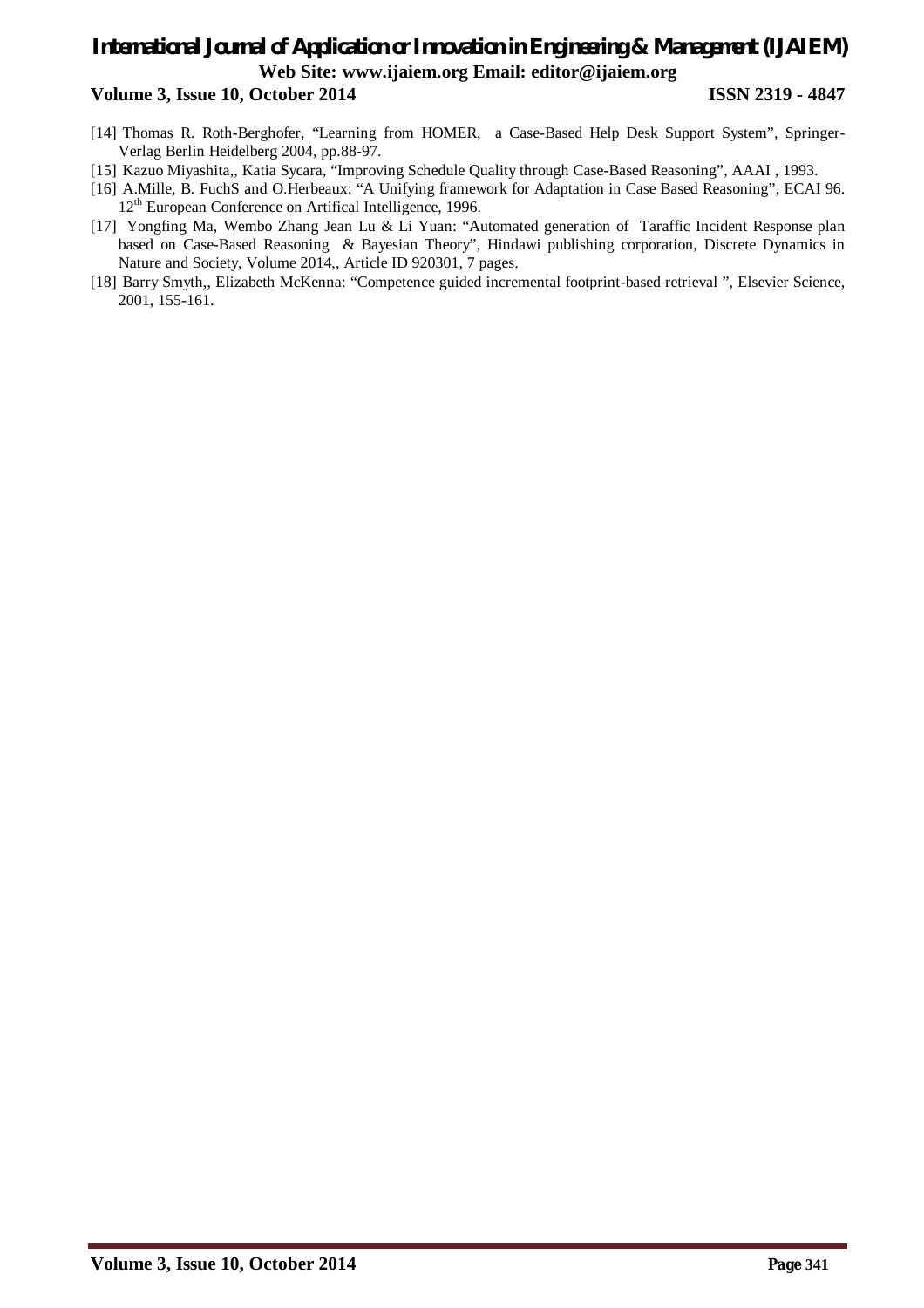[14] Thomas R. Roth-Berghofer, "Learning from HOMER, a Case-Based Help Desk Support System", Springer-Verlag Berlin Heidelberg 2004, pp.88-97.

[15] Kazuo Miyashita,, Katia Sycara, "Improving Schedule Quality through Case-Based Reasoning", AAAI , 1993.

[16] A.Mille, B. FuchS and O.Herbeaux: "A Unifying framework for Adaptation in Case Based Reasoning", ECAI 96. 12th European Conference on Artifical Intelligence, 1996.

[17] Yongfing Ma, Wembo Zhang Jean Lu & Li Yuan: "Automated generation of Taraffic Incident Response plan based on Case-Based Reasoning & Bayesian Theory", Hindawi publishing corporation, Discrete Dynamics in Nature and Society, Volume 2014,, Article ID 920301, 7 pages.

[18] Barry Smyth,, Elizabeth McKenna: "Competence guided incremental footprint-based retrieval ", Elsevier Science, 2001, 155-161.